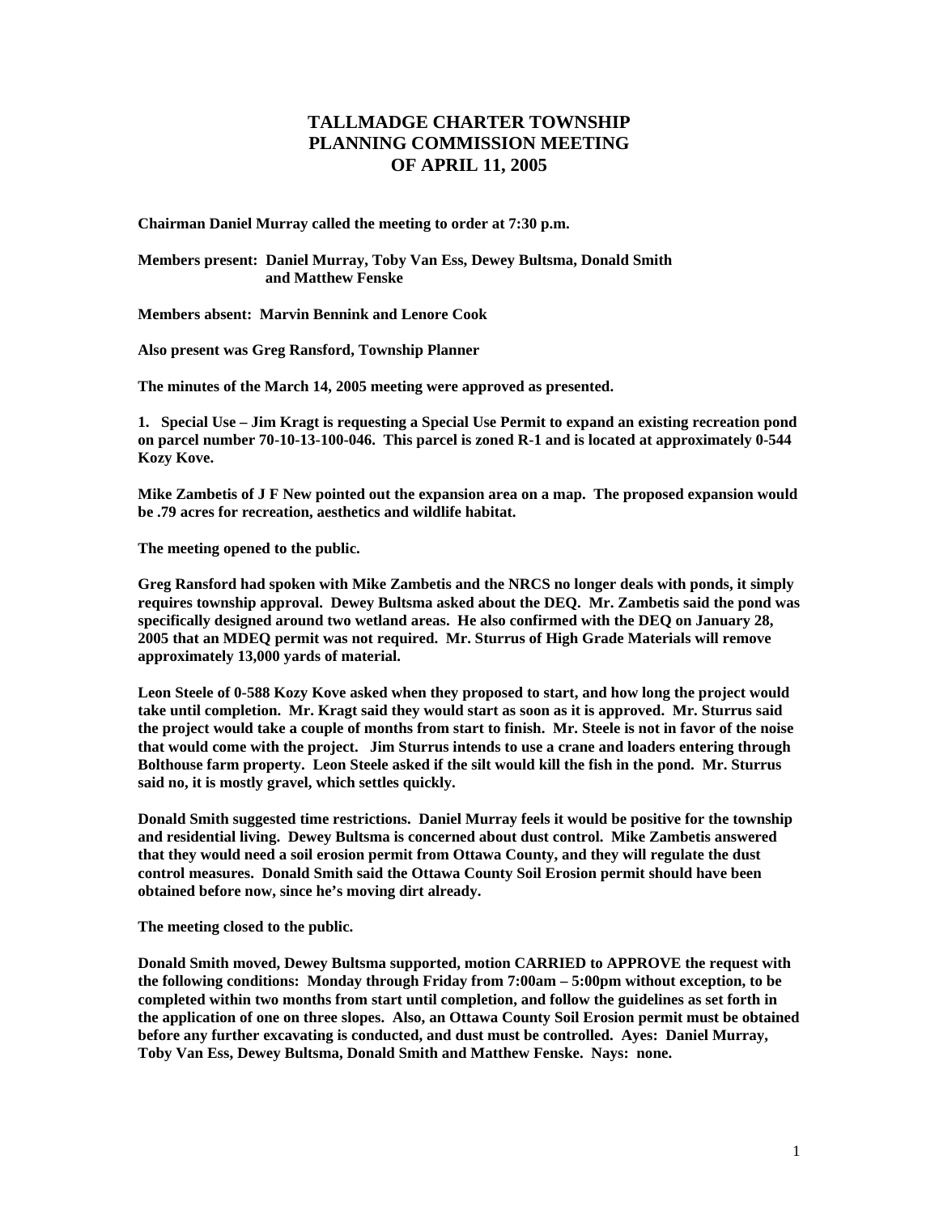# TALLMADGE CHARTER TOWNSHIP PLANNING COMMISSION MEETING OF APRIL 11, 2005

**Chairman Daniel Murray called the meeting to order at 7:30 p.m.**

**Members present: Daniel Murray, Toby Van Ess, Dewey Bultsma, Donald Smith and Matthew Fenske**

**Members absent: Marvin Bennink and Lenore Cook**

**Also present was Greg Ransford, Township Planner**

**The minutes of the March 14, 2005 meeting were approved as presented.**

**1. Special Use – Jim Kragt is requesting a Special Use Permit to expand an existing recreation pond on parcel number 70-10-13-100-046. This parcel is zoned R-1 and is located at approximately 0-544 Kozy Kove.**

**Mike Zambetis of J F New pointed out the expansion area on a map. The proposed expansion would be .79 acres for recreation, aesthetics and wildlife habitat.**

**The meeting opened to the public.**

**Greg Ransford had spoken with Mike Zambetis and the NRCS no longer deals with ponds, it simply requires township approval. Dewey Bultsma asked about the DEQ. Mr. Zambetis said the pond was specifically designed around two wetland areas. He also confirmed with the DEQ on January 28, 2005 that an MDEQ permit was not required. Mr. Sturrus of High Grade Materials will remove approximately 13,000 yards of material.**

**Leon Steele of 0-588 Kozy Kove asked when they proposed to start, and how long the project would take until completion. Mr. Kragt said they would start as soon as it is approved. Mr. Sturrus said the project would take a couple of months from start to finish. Mr. Steele is not in favor of the noise that would come with the project. Jim Sturrus intends to use a crane and loaders entering through Bolthouse farm property. Leon Steele asked if the silt would kill the fish in the pond. Mr. Sturrus said no, it is mostly gravel, which settles quickly.**

**Donald Smith suggested time restrictions. Daniel Murray feels it would be positive for the township and residential living. Dewey Bultsma is concerned about dust control. Mike Zambetis answered that they would need a soil erosion permit from Ottawa County, and they will regulate the dust control measures. Donald Smith said the Ottawa County Soil Erosion permit should have been obtained before now, since he's moving dirt already.**

**The meeting closed to the public.**

**Donald Smith moved, Dewey Bultsma supported, motion CARRIED to APPROVE the request with the following conditions: Monday through Friday from 7:00am – 5:00pm without exception, to be completed within two months from start until completion, and follow the guidelines as set forth in the application of one on three slopes. Also, an Ottawa County Soil Erosion permit must be obtained before any further excavating is conducted, and dust must be controlled. Ayes: Daniel Murray, Toby Van Ess, Dewey Bultsma, Donald Smith and Matthew Fenske. Nays: none.**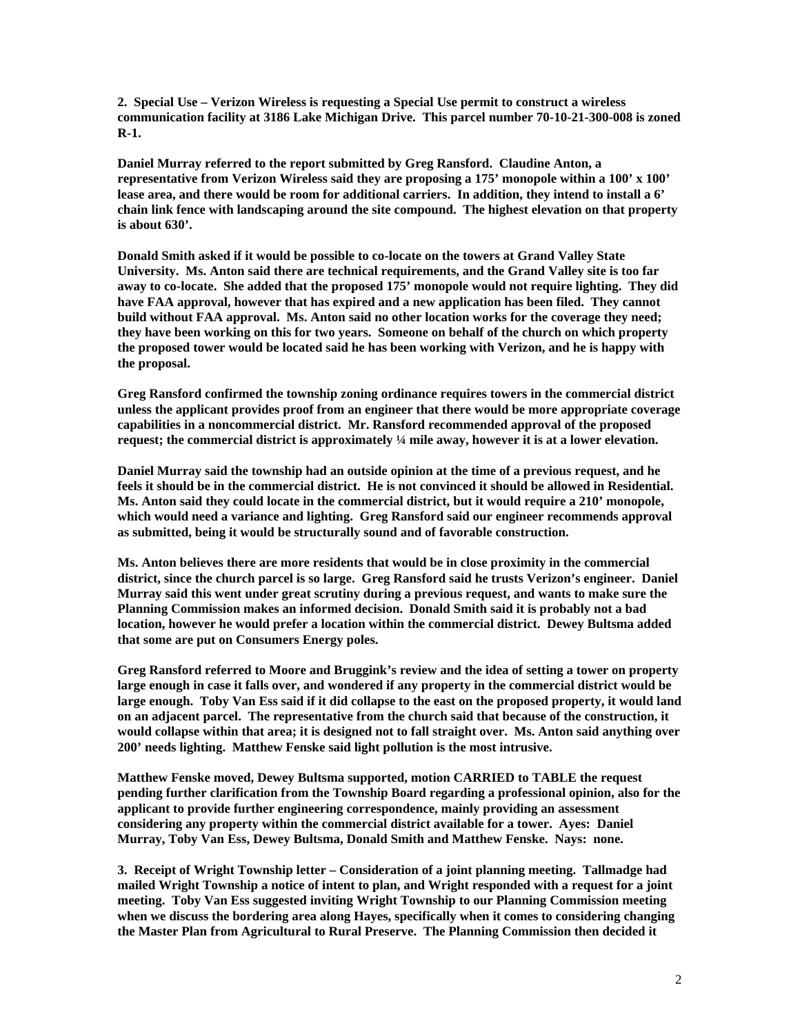**2. Special Use – Verizon Wireless is requesting a Special Use permit to construct a wireless communication facility at 3186 Lake Michigan Drive. This parcel number 70-10-21-300-008 is zoned R-1.**

**Daniel Murray referred to the report submitted by Greg Ransford. Claudine Anton, a representative from Verizon Wireless said they are proposing a 175' monopole within a 100' x 100' lease area, and there would be room for additional carriers. In addition, they intend to install a 6' chain link fence with landscaping around the site compound. The highest elevation on that property is about 630'.**

**Donald Smith asked if it would be possible to co-locate on the towers at Grand Valley State University. Ms. Anton said there are technical requirements, and the Grand Valley site is too far away to co-locate. She added that the proposed 175' monopole would not require lighting. They did have FAA approval, however that has expired and a new application has been filed. They cannot build without FAA approval. Ms. Anton said no other location works for the coverage they need; they have been working on this for two years. Someone on behalf of the church on which property the proposed tower would be located said he has been working with Verizon, and he is happy with the proposal.**

**Greg Ransford confirmed the township zoning ordinance requires towers in the commercial district unless the applicant provides proof from an engineer that there would be more appropriate coverage capabilities in a noncommercial district. Mr. Ransford recommended approval of the proposed request; the commercial district is approximately ¼ mile away, however it is at a lower elevation.**

**Daniel Murray said the township had an outside opinion at the time of a previous request, and he feels it should be in the commercial district. He is not convinced it should be allowed in Residential. Ms. Anton said they could locate in the commercial district, but it would require a 210' monopole, which would need a variance and lighting. Greg Ransford said our engineer recommends approval as submitted, being it would be structurally sound and of favorable construction.**

**Ms. Anton believes there are more residents that would be in close proximity in the commercial district, since the church parcel is so large. Greg Ransford said he trusts Verizon's engineer. Daniel Murray said this went under great scrutiny during a previous request, and wants to make sure the Planning Commission makes an informed decision. Donald Smith said it is probably not a bad location, however he would prefer a location within the commercial district. Dewey Bultsma added that some are put on Consumers Energy poles.**

**Greg Ransford referred to Moore and Bruggink's review and the idea of setting a tower on property large enough in case it falls over, and wondered if any property in the commercial district would be large enough. Toby Van Ess said if it did collapse to the east on the proposed property, it would land on an adjacent parcel. The representative from the church said that because of the construction, it would collapse within that area; it is designed not to fall straight over. Ms. Anton said anything over 200' needs lighting. Matthew Fenske said light pollution is the most intrusive.**

**Matthew Fenske moved, Dewey Bultsma supported, motion CARRIED to TABLE the request pending further clarification from the Township Board regarding a professional opinion, also for the applicant to provide further engineering correspondence, mainly providing an assessment considering any property within the commercial district available for a tower. Ayes: Daniel Murray, Toby Van Ess, Dewey Bultsma, Donald Smith and Matthew Fenske. Nays: none.**

**3. Receipt of Wright Township letter – Consideration of a joint planning meeting. Tallmadge had mailed Wright Township a notice of intent to plan, and Wright responded with a request for a joint meeting. Toby Van Ess suggested inviting Wright Township to our Planning Commission meeting when we discuss the bordering area along Hayes, specifically when it comes to considering changing the Master Plan from Agricultural to Rural Preserve. The Planning Commission then decided it**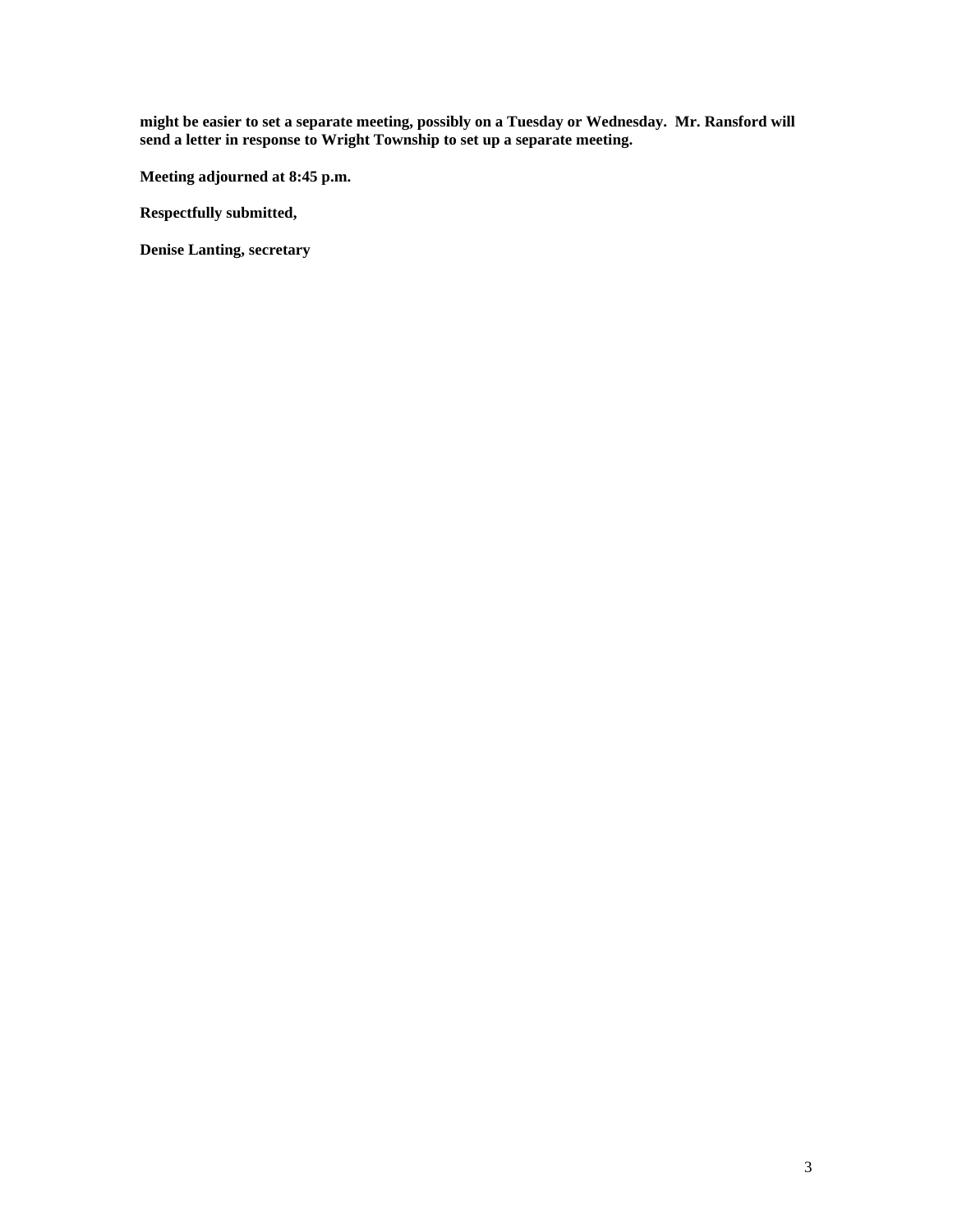**might be easier to set a separate meeting, possibly on a Tuesday or Wednesday. Mr. Ransford will send a letter in response to Wright Township to set up a separate meeting.**

**Meeting adjourned at 8:45 p.m.**

**Respectfully submitted,**

**Denise Lanting, secretary**